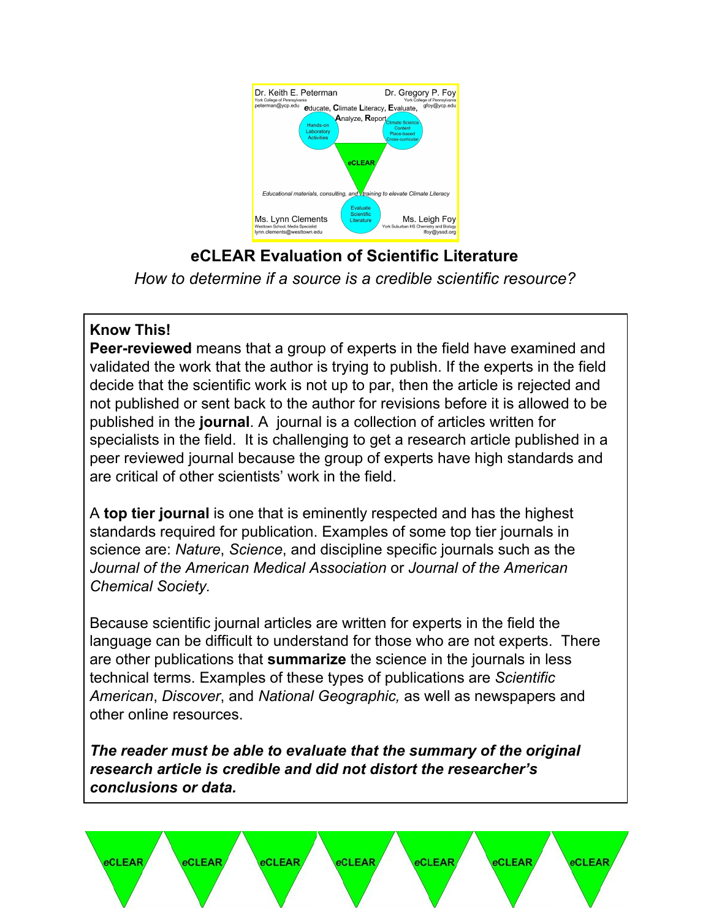Dr. Keith E. Peterman
York College of Pennsylvania
peterman@ycp.edu

Dr. Gregory P. Foy
York College of Pennsylvania
gfoy@ycp.edu

**e**ducate, **C**limate **L**iteracy, **E**valuate, **A**nalyze, **R**eport

Hands-on Laboratory Activities

Climate Science Content Place-based Cross-curricular

eCLEAR

*Educational materials, consulting, and training to elevate Climate Literacy*

Evaluate Scientific Literature

Ms. Lynn Clements
Westtown School, Media Specialist
lynn.clements@westtown.edu

Ms. Leigh Foy
York Suburban HS Chemistry and Biology
lfoy@yssd.org

# eCLEAR Evaluation of Scientific Literature

*How to determine if a source is a credible scientific resource?*

**Know This!**

**Peer-reviewed** means that a group of experts in the field have examined and validated the work that the author is trying to publish. If the experts in the field decide that the scientific work is not up to par, then the article is rejected and not published or sent back to the author for revisions before it is allowed to be published in the **journal**. A journal is a collection of articles written for specialists in the field. It is challenging to get a research article published in a peer reviewed journal because the group of experts have high standards and are critical of other scientists' work in the field.

A **top tier journal** is one that is eminently respected and has the highest standards required for publication. Examples of some top tier journals in science are: *Nature*, *Science*, and discipline specific journals such as the *Journal of the American Medical Association* or *Journal of the American Chemical Society.*

Because scientific journal articles are written for experts in the field the language can be difficult to understand for those who are not experts. There are other publications that **summarize** the science in the journals in less technical terms. Examples of these types of publications are *Scientific American*, *Discover*, and *National Geographic,* as well as newspapers and other online resources.

***The reader must be able to evaluate that the summary of the original research article is credible and did not distort the researcher's conclusions or data.***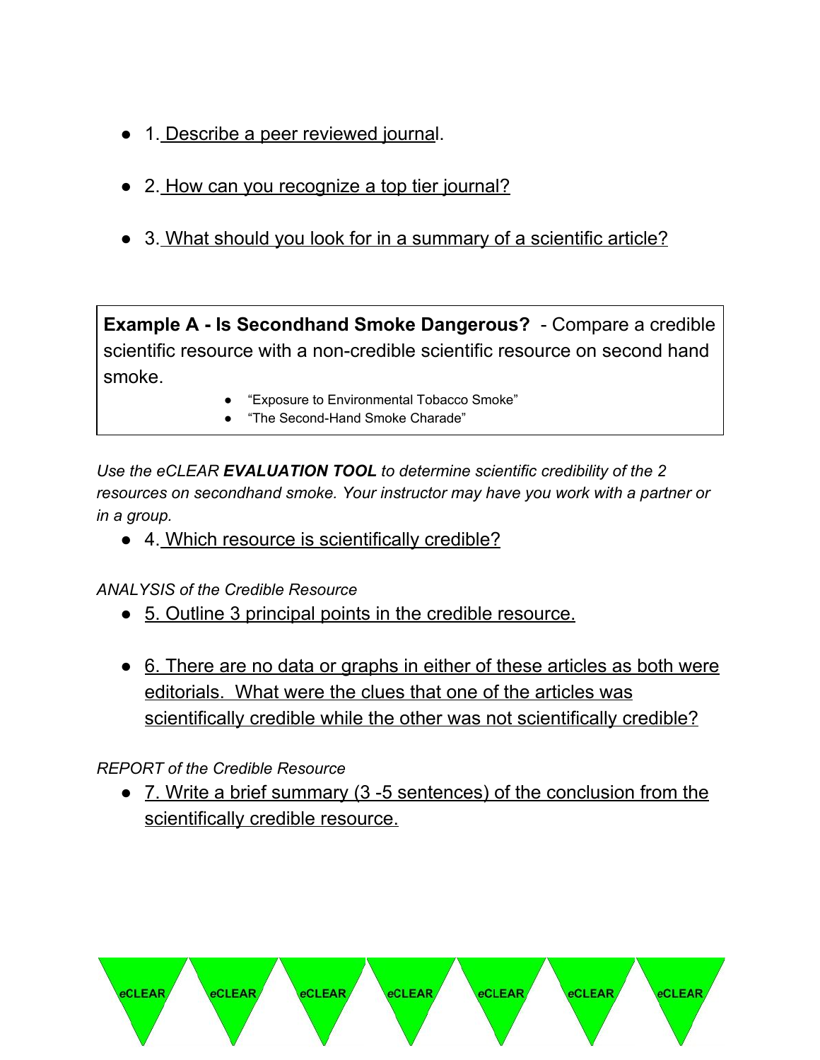- 1. Describe a peer reviewed journal.

- 2. How can you recognize a top tier journal?

- 3. What should you look for in a summary of a scientific article?

**Example A - Is Secondhand Smoke Dangerous?** - Compare a credible scientific resource with a non-credible scientific resource on second hand smoke.

- "Exposure to Environmental Tobacco Smoke"
- "The Second-Hand Smoke Charade"

*Use the eCLEAR* ***EVALUATION TOOL*** *to determine scientific credibility of the 2 resources on secondhand smoke. Your instructor may have you work with a partner or in a group.*

- 4. Which resource is scientifically credible?

*ANALYSIS of the Credible Resource*

- 5. Outline 3 principal points in the credible resource.

- 6. There are no data or graphs in either of these articles as both were editorials. What were the clues that one of the articles was scientifically credible while the other was not scientifically credible?

*REPORT of the Credible Resource*

- 7. Write a brief summary (3 -5 sentences) of the conclusion from the scientifically credible resource.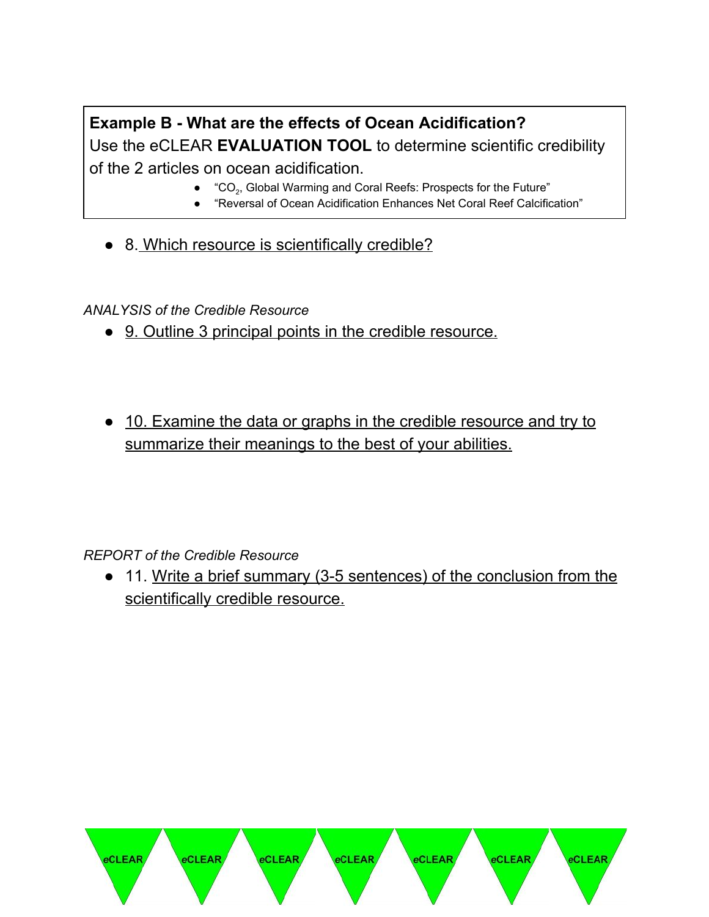**Example B - What are the effects of Ocean Acidification?**
Use the eCLEAR **EVALUATION TOOL** to determine scientific credibility of the 2 articles on ocean acidification.

- "$CO_2$, Global Warming and Coral Reefs: Prospects for the Future"
- "Reversal of Ocean Acidification Enhances Net Coral Reef Calcification"

- 8. Which resource is scientifically credible?

*ANALYSIS of the Credible Resource*

- 9. Outline 3 principal points in the credible resource.

- 10. Examine the data or graphs in the credible resource and try to summarize their meanings to the best of your abilities.

*REPORT of the Credible Resource*

- 11. Write a brief summary (3-5 sentences) of the conclusion from the scientifically credible resource.

eCLEAR eCLEAR eCLEAR eCLEAR eCLEAR eCLEAR eCLEAR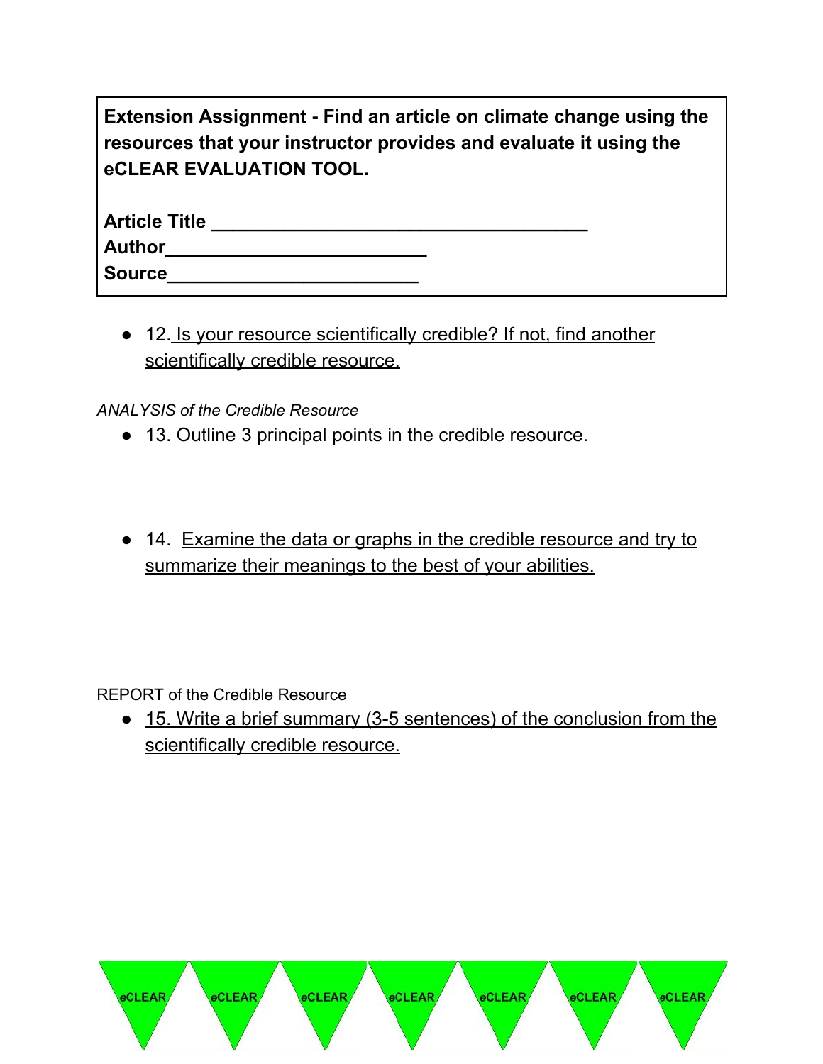**Extension Assignment - Find an article on climate change using the resources that your instructor provides and evaluate it using the eCLEAR EVALUATION TOOL.**

**Article Title** ___________________________________
**Author**_________________________
**Source**________________________

- 12. Is your resource scientifically credible? If not, find another scientifically credible resource.

*ANALYSIS of the Credible Resource*

- 13. Outline 3 principal points in the credible resource.

- 14. Examine the data or graphs in the credible resource and try to summarize their meanings to the best of your abilities.

REPORT of the Credible Resource

- 15. Write a brief summary (3-5 sentences) of the conclusion from the scientifically credible resource.

eCLEAR eCLEAR eCLEAR eCLEAR eCLEAR eCLEAR eCLEAR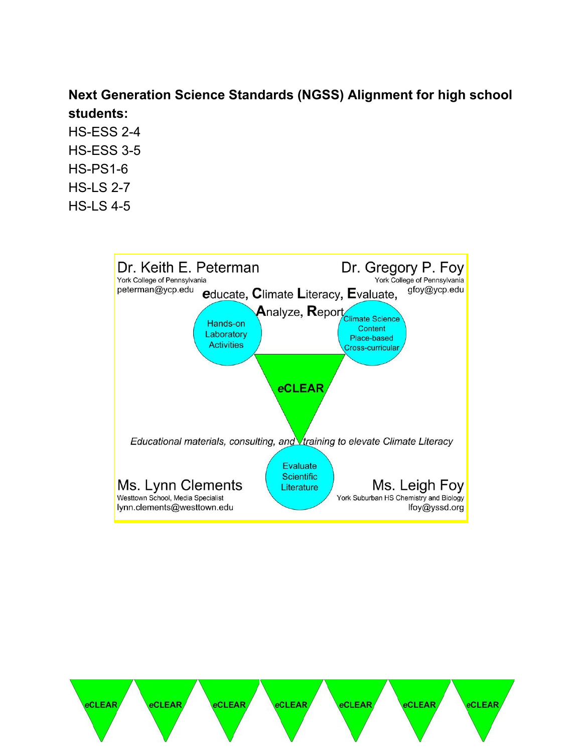**Next Generation Science Standards (NGSS) Alignment for high school students:**

HS-ESS 2-4
HS-ESS 3-5
HS-PS1-6
HS-LS 2-7
HS-LS 4-5

Dr. Keith E. Peterman
York College of Pennsylvania
peterman@ycp.edu

Dr. Gregory P. Foy
York College of Pennsylvania
gfoy@ycp.edu

**e**ducate, **C**limate **L**iteracy, **E**valuate, **A**nalyze, **R**eport

Hands-on Laboratory Activities

Climate Science Content Place-based Cross-curricular

*e*CLEAR

*Educational materials, consulting, and training to elevate Climate Literacy*

Evaluate Scientific Literature

Ms. Lynn Clements
Westtown School, Media Specialist
lynn.clements@westtown.edu

Ms. Leigh Foy
York Suburban HS Chemistry and Biology
lfoy@yssd.org

*e*CLEAR *e*CLEAR *e*CLEAR *e*CLEAR *e*CLEAR *e*CLEAR *e*CLEAR